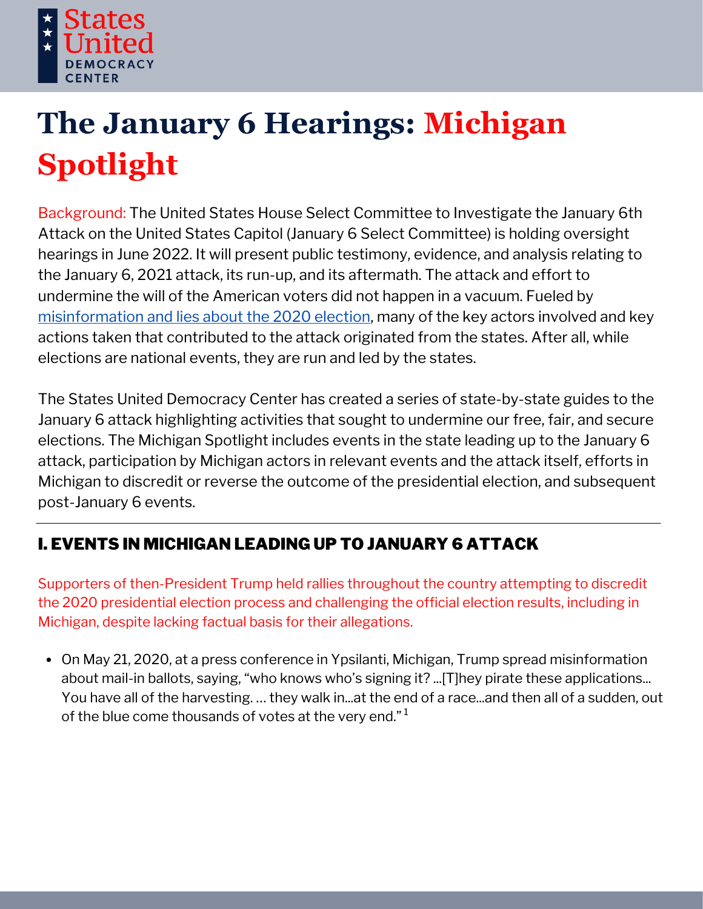States United DEMOCRACY CENTER

# The January 6 Hearings: Michigan Spotlight

Background: The United States House Select Committee to Investigate the January 6th Attack on the United States Capitol (January 6 Select Committee) is holding oversight hearings in June 2022. It will present public testimony, evidence, and analysis relating to the January 6, 2021 attack, its run-up, and its aftermath. The attack and effort to undermine the will of the American voters did not happen in a vacuum. Fueled by misinformation and lies about the 2020 election, many of the key actors involved and key actions taken that contributed to the attack originated from the states. After all, while elections are national events, they are run and led by the states.

The States United Democracy Center has created a series of state-by-state guides to the January 6 attack highlighting activities that sought to undermine our free, fair, and secure elections. The Michigan Spotlight includes events in the state leading up to the January 6 attack, participation by Michigan actors in relevant events and the attack itself, efforts in Michigan to discredit or reverse the outcome of the presidential election, and subsequent post-January 6 events.

---

## I. EVENTS IN MICHIGAN LEADING UP TO JANUARY 6 ATTACK

Supporters of then-President Trump held rallies throughout the country attempting to discredit the 2020 presidential election process and challenging the official election results, including in Michigan, despite lacking factual basis for their allegations.

- On May 21, 2020, at a press conference in Ypsilanti, Michigan, Trump spread misinformation about mail-in ballots, saying, "who knows who's signing it? ...[T]hey pirate these applications... You have all of the harvesting. ... they walk in...at the end of a race...and then all of a sudden, out of the blue come thousands of votes at the very end."[1]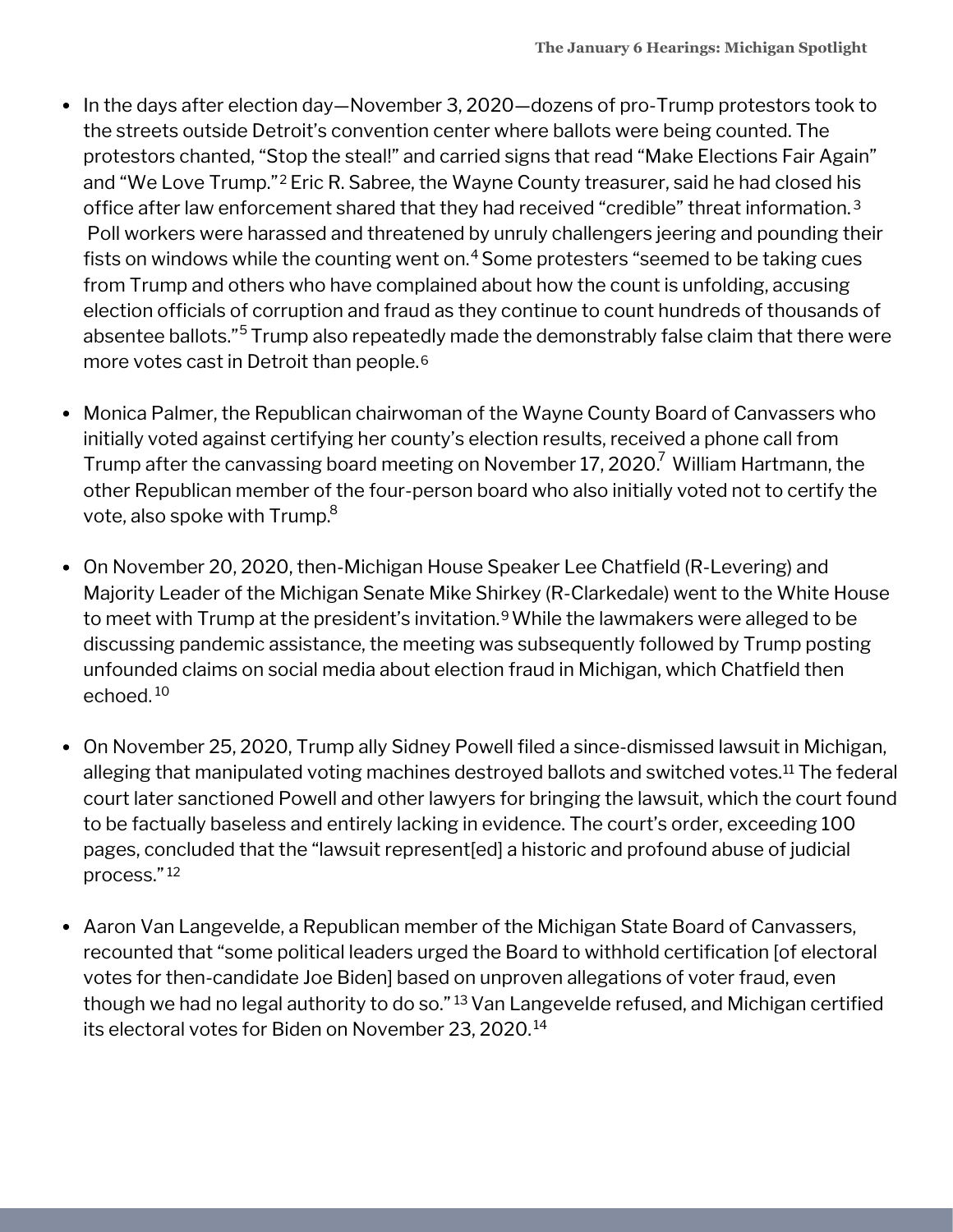- In the days after election day—November 3, 2020—dozens of pro-Trump protestors took to the streets outside Detroit's convention center where ballots were being counted. The protestors chanted, "Stop the steal!" and carried signs that read "Make Elections Fair Again" and "We Love Trump."[2] Eric R. Sabree, the Wayne County treasurer, said he had closed his office after law enforcement shared that they had received "credible" threat information.[3] Poll workers were harassed and threatened by unruly challengers jeering and pounding their fists on windows while the counting went on.[4] Some protesters "seemed to be taking cues from Trump and others who have complained about how the count is unfolding, accusing election officials of corruption and fraud as they continue to count hundreds of thousands of absentee ballots."[5] Trump also repeatedly made the demonstrably false claim that there were more votes cast in Detroit than people.[6]

- Monica Palmer, the Republican chairwoman of the Wayne County Board of Canvassers who initially voted against certifying her county's election results, received a phone call from Trump after the canvassing board meeting on November 17, 2020.[7] William Hartmann, the other Republican member of the four-person board who also initially voted not to certify the vote, also spoke with Trump.[8]

- On November 20, 2020, then-Michigan House Speaker Lee Chatfield (R-Levering) and Majority Leader of the Michigan Senate Mike Shirkey (R-Clarkedale) went to the White House to meet with Trump at the president's invitation.[9] While the lawmakers were alleged to be discussing pandemic assistance, the meeting was subsequently followed by Trump posting unfounded claims on social media about election fraud in Michigan, which Chatfield then echoed.[10]

- On November 25, 2020, Trump ally Sidney Powell filed a since-dismissed lawsuit in Michigan, alleging that manipulated voting machines destroyed ballots and switched votes.[11] The federal court later sanctioned Powell and other lawyers for bringing the lawsuit, which the court found to be factually baseless and entirely lacking in evidence. The court's order, exceeding 100 pages, concluded that the "lawsuit represent[ed] a historic and profound abuse of judicial process."[12]

- Aaron Van Langevelde, a Republican member of the Michigan State Board of Canvassers, recounted that "some political leaders urged the Board to withhold certification [of electoral votes for then-candidate Joe Biden] based on unproven allegations of voter fraud, even though we had no legal authority to do so."[13] Van Langevelde refused, and Michigan certified its electoral votes for Biden on November 23, 2020.[14]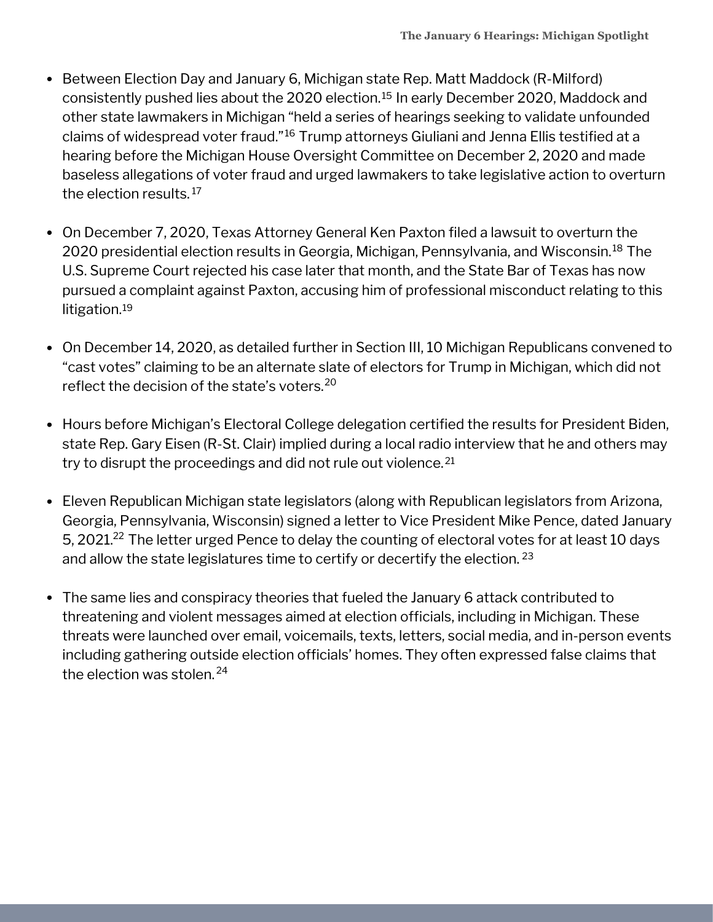- Between Election Day and January 6, Michigan state Rep. Matt Maddock (R-Milford) consistently pushed lies about the 2020 election.[15] In early December 2020, Maddock and other state lawmakers in Michigan "held a series of hearings seeking to validate unfounded claims of widespread voter fraud."[16] Trump attorneys Giuliani and Jenna Ellis testified at a hearing before the Michigan House Oversight Committee on December 2, 2020 and made baseless allegations of voter fraud and urged lawmakers to take legislative action to overturn the election results.[17]

- On December 7, 2020, Texas Attorney General Ken Paxton filed a lawsuit to overturn the 2020 presidential election results in Georgia, Michigan, Pennsylvania, and Wisconsin.[18] The U.S. Supreme Court rejected his case later that month, and the State Bar of Texas has now pursued a complaint against Paxton, accusing him of professional misconduct relating to this litigation.[19]

- On December 14, 2020, as detailed further in Section III, 10 Michigan Republicans convened to "cast votes" claiming to be an alternate slate of electors for Trump in Michigan, which did not reflect the decision of the state's voters.[20]

- Hours before Michigan's Electoral College delegation certified the results for President Biden, state Rep. Gary Eisen (R-St. Clair) implied during a local radio interview that he and others may try to disrupt the proceedings and did not rule out violence.[21]

- Eleven Republican Michigan state legislators (along with Republican legislators from Arizona, Georgia, Pennsylvania, Wisconsin) signed a letter to Vice President Mike Pence, dated January 5, 2021.[22] The letter urged Pence to delay the counting of electoral votes for at least 10 days and allow the state legislatures time to certify or decertify the election.[23]

- The same lies and conspiracy theories that fueled the January 6 attack contributed to threatening and violent messages aimed at election officials, including in Michigan. These threats were launched over email, voicemails, texts, letters, social media, and in-person events including gathering outside election officials' homes. They often expressed false claims that the election was stolen.[24]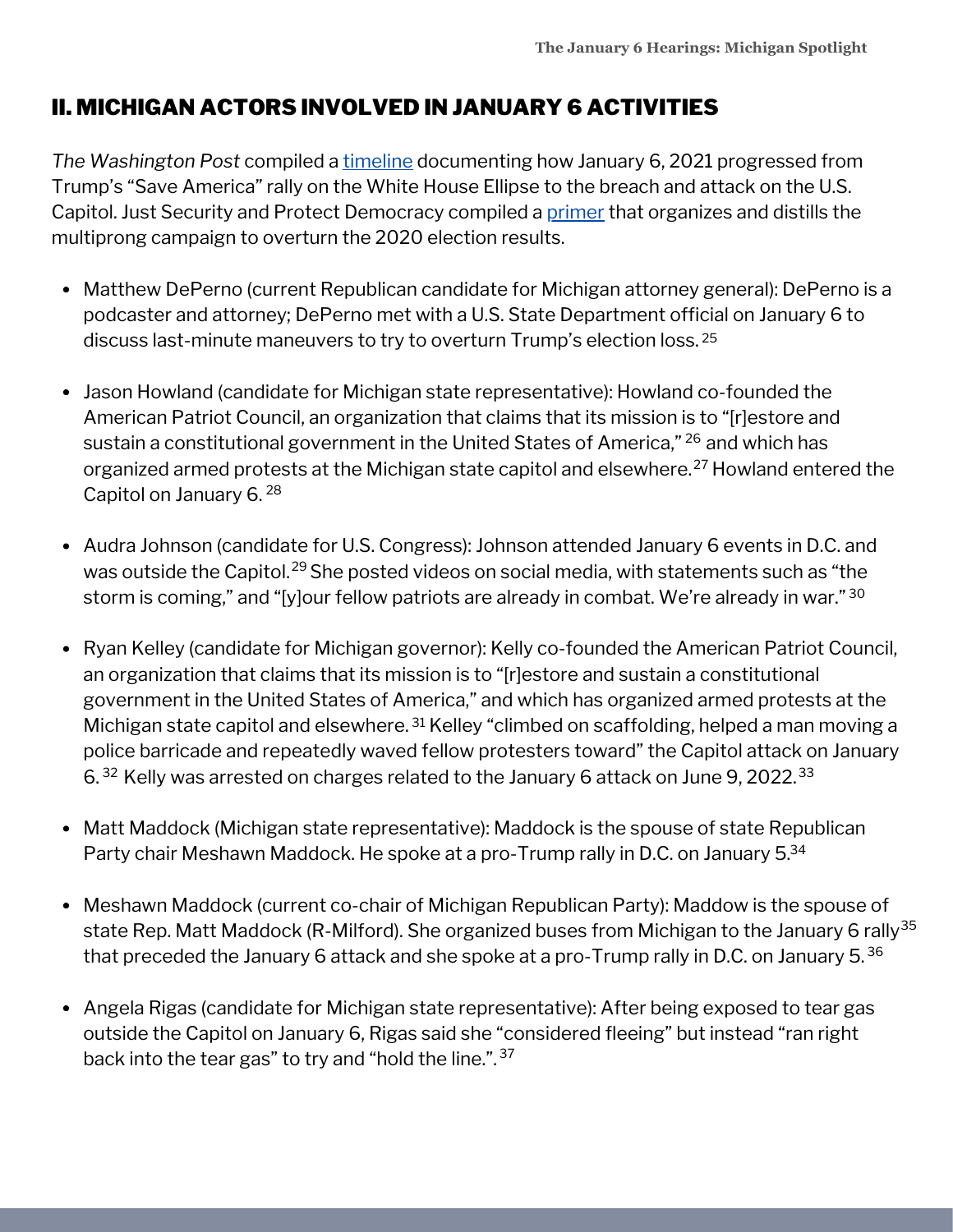## II. MICHIGAN ACTORS INVOLVED IN JANUARY 6 ACTIVITIES

*The Washington Post* compiled a timeline documenting how January 6, 2021 progressed from Trump's "Save America" rally on the White House Ellipse to the breach and attack on the U.S. Capitol. Just Security and Protect Democracy compiled a primer that organizes and distills the multiprong campaign to overturn the 2020 election results.

- Matthew DePerno (current Republican candidate for Michigan attorney general): DePerno is a podcaster and attorney; DePerno met with a U.S. State Department official on January 6 to discuss last-minute maneuvers to try to overturn Trump's election loss. [25]

- Jason Howland (candidate for Michigan state representative): Howland co-founded the American Patriot Council, an organization that claims that its mission is to "[r]estore and sustain a constitutional government in the United States of America," [26] and which has organized armed protests at the Michigan state capitol and elsewhere.[27] Howland entered the Capitol on January 6. [28]

- Audra Johnson (candidate for U.S. Congress): Johnson attended January 6 events in D.C. and was outside the Capitol.[29] She posted videos on social media, with statements such as "the storm is coming," and "[y]our fellow patriots are already in combat. We're already in war." [30]

- Ryan Kelley (candidate for Michigan governor): Kelly co-founded the American Patriot Council, an organization that claims that its mission is to "[r]estore and sustain a constitutional government in the United States of America," and which has organized armed protests at the Michigan state capitol and elsewhere. [31] Kelley "climbed on scaffolding, helped a man moving a police barricade and repeatedly waved fellow protesters toward" the Capitol attack on January 6. [32] Kelly was arrested on charges related to the January 6 attack on June 9, 2022.[33]

- Matt Maddock (Michigan state representative): Maddock is the spouse of state Republican Party chair Meshawn Maddock. He spoke at a pro-Trump rally in D.C. on January 5.[34]

- Meshawn Maddock (current co-chair of Michigan Republican Party): Maddow is the spouse of state Rep. Matt Maddock (R-Milford). She organized buses from Michigan to the January 6 rally[35] that preceded the January 6 attack and she spoke at a pro-Trump rally in D.C. on January 5. [36]

- Angela Rigas (candidate for Michigan state representative): After being exposed to tear gas outside the Capitol on January 6, Rigas said she "considered fleeing" but instead "ran right back into the tear gas" to try and "hold the line.". [37]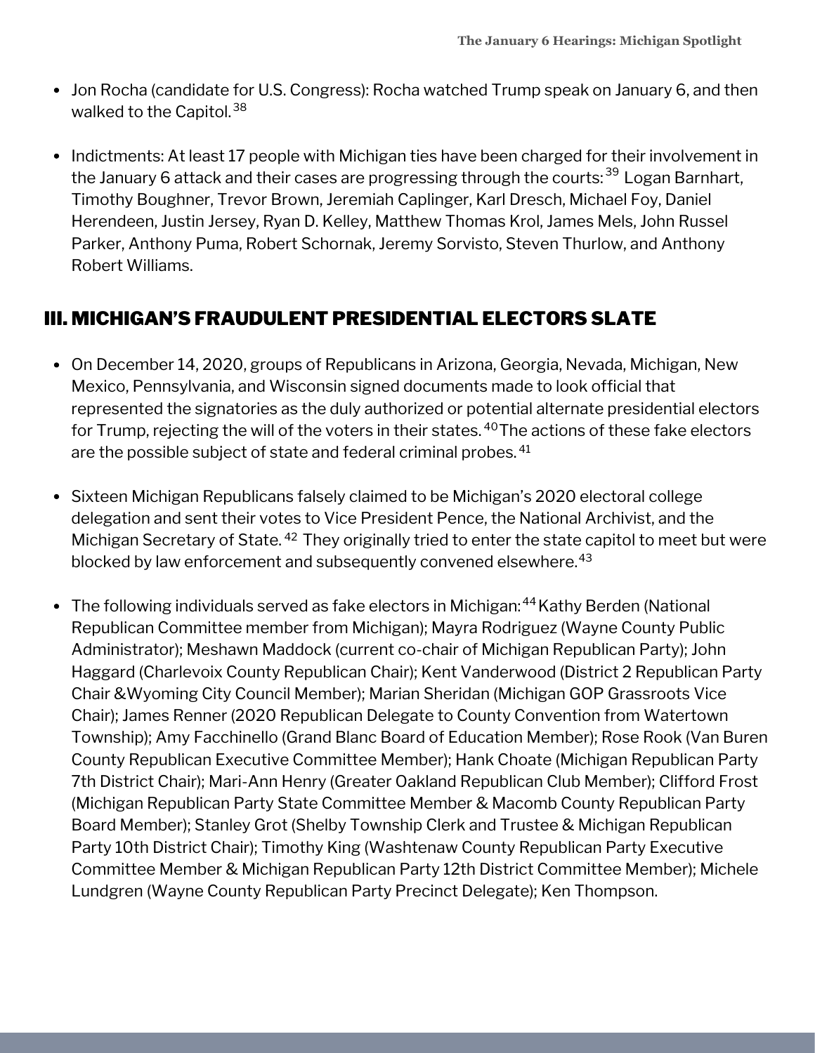- Jon Rocha (candidate for U.S. Congress): Rocha watched Trump speak on January 6, and then walked to the Capitol.[38]

- Indictments: At least 17 people with Michigan ties have been charged for their involvement in the January 6 attack and their cases are progressing through the courts:[39] Logan Barnhart, Timothy Boughner, Trevor Brown, Jeremiah Caplinger, Karl Dresch, Michael Foy, Daniel Herendeen, Justin Jersey, Ryan D. Kelley, Matthew Thomas Krol, James Mels, John Russel Parker, Anthony Puma, Robert Schornak, Jeremy Sorvisto, Steven Thurlow, and Anthony Robert Williams.

## III. MICHIGAN'S FRAUDULENT PRESIDENTIAL ELECTORS SLATE

- On December 14, 2020, groups of Republicans in Arizona, Georgia, Nevada, Michigan, New Mexico, Pennsylvania, and Wisconsin signed documents made to look official that represented the signatories as the duly authorized or potential alternate presidential electors for Trump, rejecting the will of the voters in their states.[40] The actions of these fake electors are the possible subject of state and federal criminal probes.[41]

- Sixteen Michigan Republicans falsely claimed to be Michigan's 2020 electoral college delegation and sent their votes to Vice President Pence, the National Archivist, and the Michigan Secretary of State.[42] They originally tried to enter the state capitol to meet but were blocked by law enforcement and subsequently convened elsewhere.[43]

- The following individuals served as fake electors in Michigan:[44] Kathy Berden (National Republican Committee member from Michigan); Mayra Rodriguez (Wayne County Public Administrator); Meshawn Maddock (current co-chair of Michigan Republican Party); John Haggard (Charlevoix County Republican Chair); Kent Vanderwood (District 2 Republican Party Chair &Wyoming City Council Member); Marian Sheridan (Michigan GOP Grassroots Vice Chair); James Renner (2020 Republican Delegate to County Convention from Watertown Township); Amy Facchinello (Grand Blanc Board of Education Member); Rose Rook (Van Buren County Republican Executive Committee Member); Hank Choate (Michigan Republican Party 7th District Chair); Mari-Ann Henry (Greater Oakland Republican Club Member); Clifford Frost (Michigan Republican Party State Committee Member & Macomb County Republican Party Board Member); Stanley Grot (Shelby Township Clerk and Trustee & Michigan Republican Party 10th District Chair); Timothy King (Washtenaw County Republican Party Executive Committee Member & Michigan Republican Party 12th District Committee Member); Michele Lundgren (Wayne County Republican Party Precinct Delegate); Ken Thompson.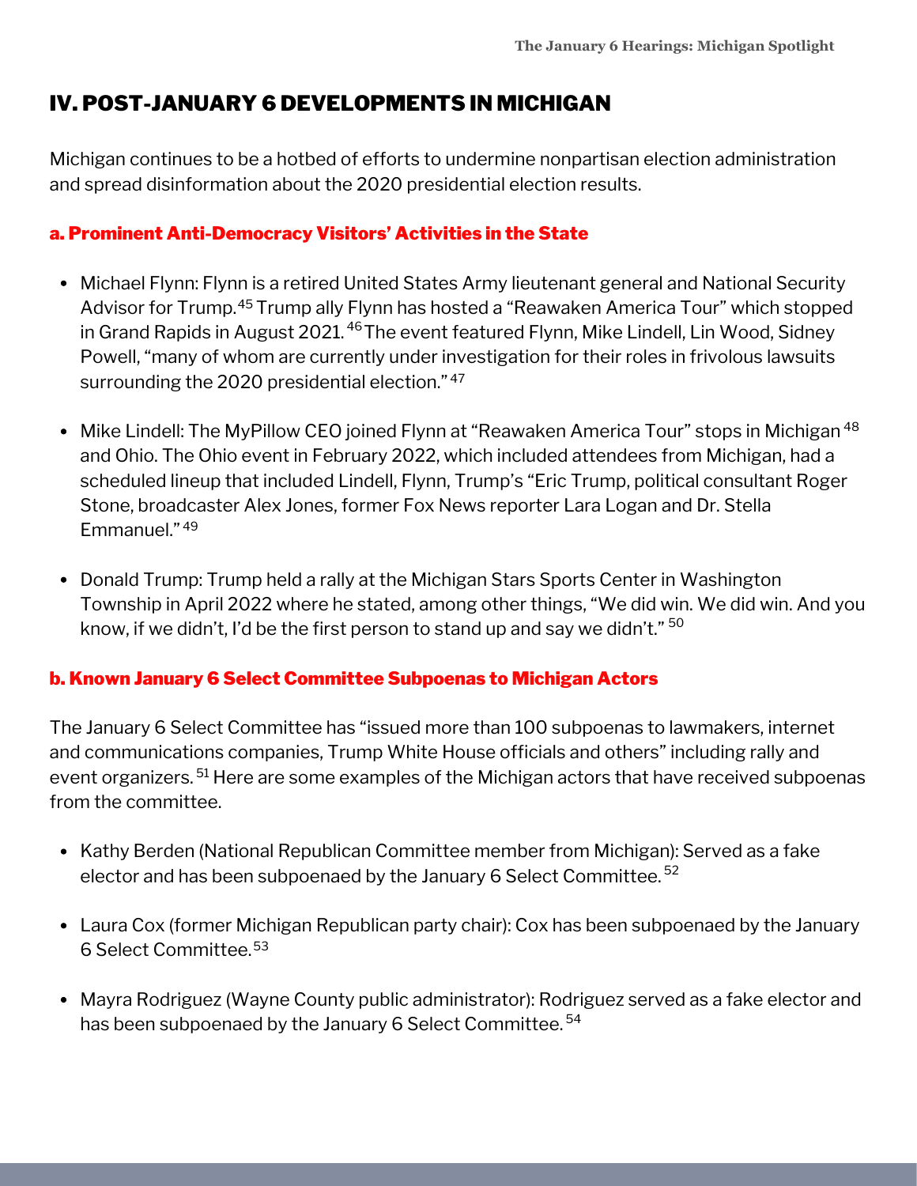## IV. POST-JANUARY 6 DEVELOPMENTS IN MICHIGAN

Michigan continues to be a hotbed of efforts to undermine nonpartisan election administration and spread disinformation about the 2020 presidential election results.

### a. Prominent Anti-Democracy Visitors' Activities in the State

- Michael Flynn: Flynn is a retired United States Army lieutenant general and National Security Advisor for Trump.[45] Trump ally Flynn has hosted a "Reawaken America Tour" which stopped in Grand Rapids in August 2021.[46] The event featured Flynn, Mike Lindell, Lin Wood, Sidney Powell, "many of whom are currently under investigation for their roles in frivolous lawsuits surrounding the 2020 presidential election."[47]

- Mike Lindell: The MyPillow CEO joined Flynn at "Reawaken America Tour" stops in Michigan[48] and Ohio. The Ohio event in February 2022, which included attendees from Michigan, had a scheduled lineup that included Lindell, Flynn, Trump's "Eric Trump, political consultant Roger Stone, broadcaster Alex Jones, former Fox News reporter Lara Logan and Dr. Stella Emmanuel."[49]

- Donald Trump: Trump held a rally at the Michigan Stars Sports Center in Washington Township in April 2022 where he stated, among other things, "We did win. We did win. And you know, if we didn't, I'd be the first person to stand up and say we didn't."[50]

### b. Known January 6 Select Committee Subpoenas to Michigan Actors

The January 6 Select Committee has "issued more than 100 subpoenas to lawmakers, internet and communications companies, Trump White House officials and others" including rally and event organizers.[51] Here are some examples of the Michigan actors that have received subpoenas from the committee.

- Kathy Berden (National Republican Committee member from Michigan): Served as a fake elector and has been subpoenaed by the January 6 Select Committee.[52]

- Laura Cox (former Michigan Republican party chair): Cox has been subpoenaed by the January 6 Select Committee.[53]

- Mayra Rodriguez (Wayne County public administrator): Rodriguez served as a fake elector and has been subpoenaed by the January 6 Select Committee.[54]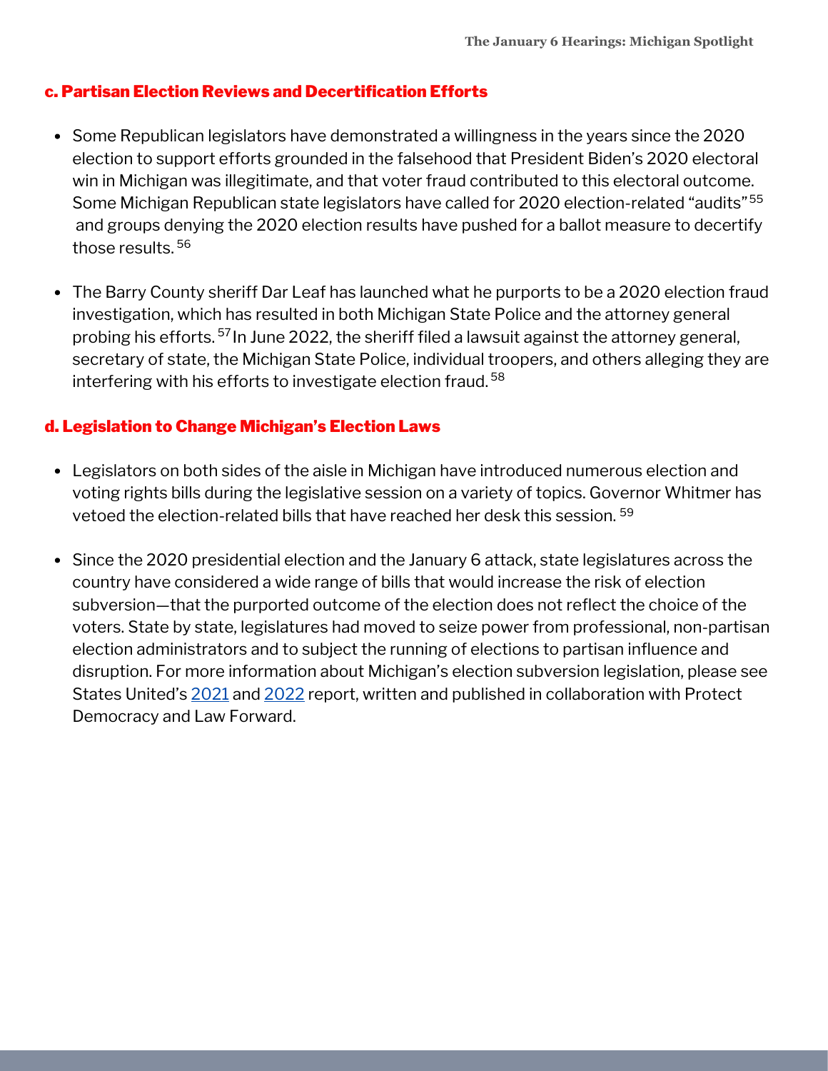### c. Partisan Election Reviews and Decertification Efforts

- Some Republican legislators have demonstrated a willingness in the years since the 2020 election to support efforts grounded in the falsehood that President Biden's 2020 electoral win in Michigan was illegitimate, and that voter fraud contributed to this electoral outcome. Some Michigan Republican state legislators have called for 2020 election-related "audits"[55] and groups denying the 2020 election results have pushed for a ballot measure to decertify those results.[56]

- The Barry County sheriff Dar Leaf has launched what he purports to be a 2020 election fraud investigation, which has resulted in both Michigan State Police and the attorney general probing his efforts.[57] In June 2022, the sheriff filed a lawsuit against the attorney general, secretary of state, the Michigan State Police, individual troopers, and others alleging they are interfering with his efforts to investigate election fraud.[58]

### d. Legislation to Change Michigan's Election Laws

- Legislators on both sides of the aisle in Michigan have introduced numerous election and voting rights bills during the legislative session on a variety of topics. Governor Whitmer has vetoed the election-related bills that have reached her desk this session.[59]

- Since the 2020 presidential election and the January 6 attack, state legislatures across the country have considered a wide range of bills that would increase the risk of election subversion—that the purported outcome of the election does not reflect the choice of the voters. State by state, legislatures had moved to seize power from professional, non-partisan election administrators and to subject the running of elections to partisan influence and disruption. For more information about Michigan's election subversion legislation, please see States United's 2021 and 2022 report, written and published in collaboration with Protect Democracy and Law Forward.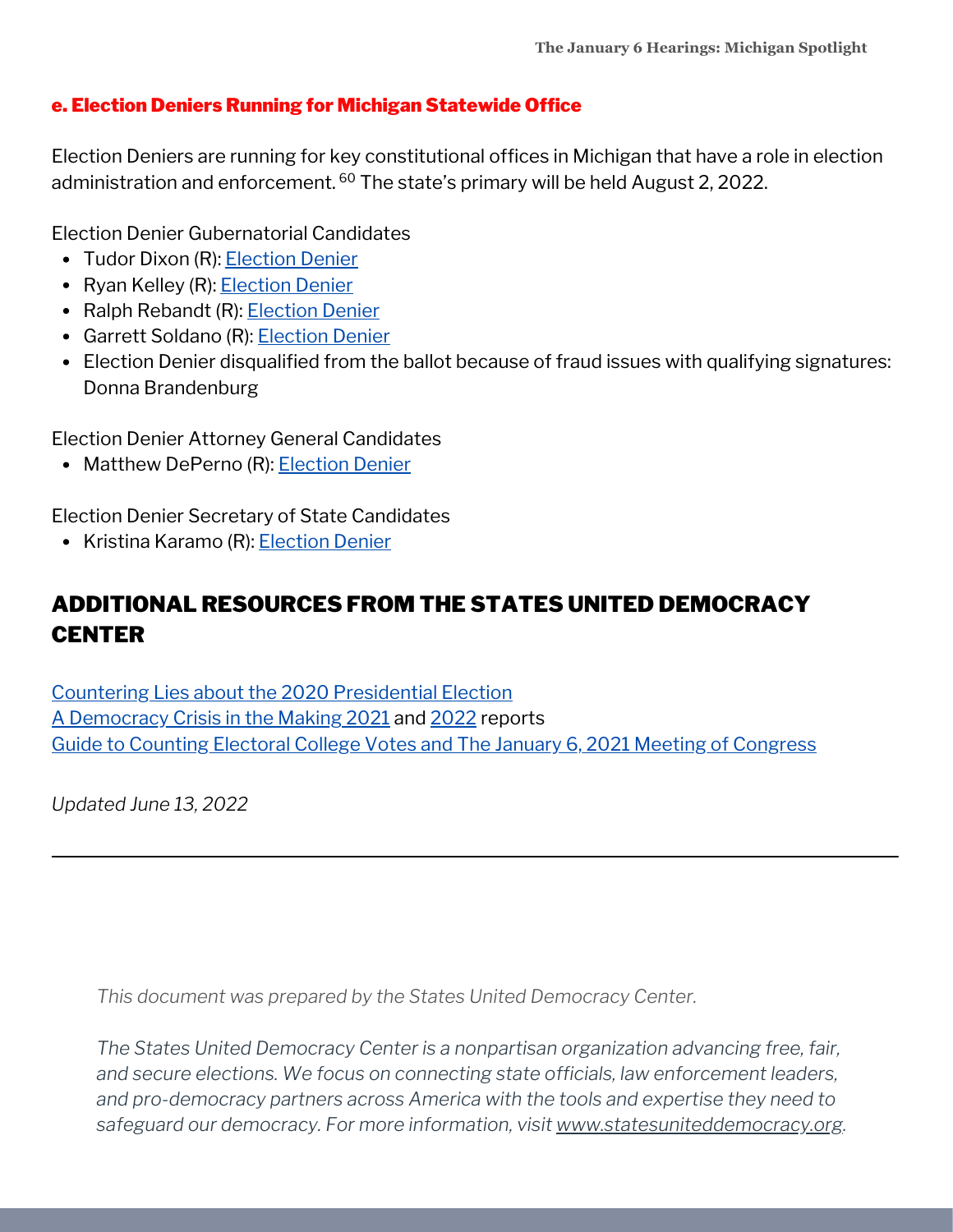### e. Election Deniers Running for Michigan Statewide Office

Election Deniers are running for key constitutional offices in Michigan that have a role in election administration and enforcement.[60] The state's primary will be held August 2, 2022.

Election Denier Gubernatorial Candidates

- Tudor Dixon (R): Election Denier
- Ryan Kelley (R): Election Denier
- Ralph Rebandt (R): Election Denier
- Garrett Soldano (R): Election Denier
- Election Denier disqualified from the ballot because of fraud issues with qualifying signatures: Donna Brandenburg

Election Denier Attorney General Candidates

- Matthew DePerno (R): Election Denier

Election Denier Secretary of State Candidates

- Kristina Karamo (R): Election Denier

## ADDITIONAL RESOURCES FROM THE STATES UNITED DEMOCRACY CENTER

Countering Lies about the 2020 Presidential Election
A Democracy Crisis in the Making 2021 and 2022 reports
Guide to Counting Electoral College Votes and The January 6, 2021 Meeting of Congress

*Updated June 13, 2022*

---

*This document was prepared by the States United Democracy Center.*

*The States United Democracy Center is a nonpartisan organization advancing free, fair, and secure elections. We focus on connecting state officials, law enforcement leaders, and pro-democracy partners across America with the tools and expertise they need to safeguard our democracy. For more information, visit www.statesuniteddemocracy.org.*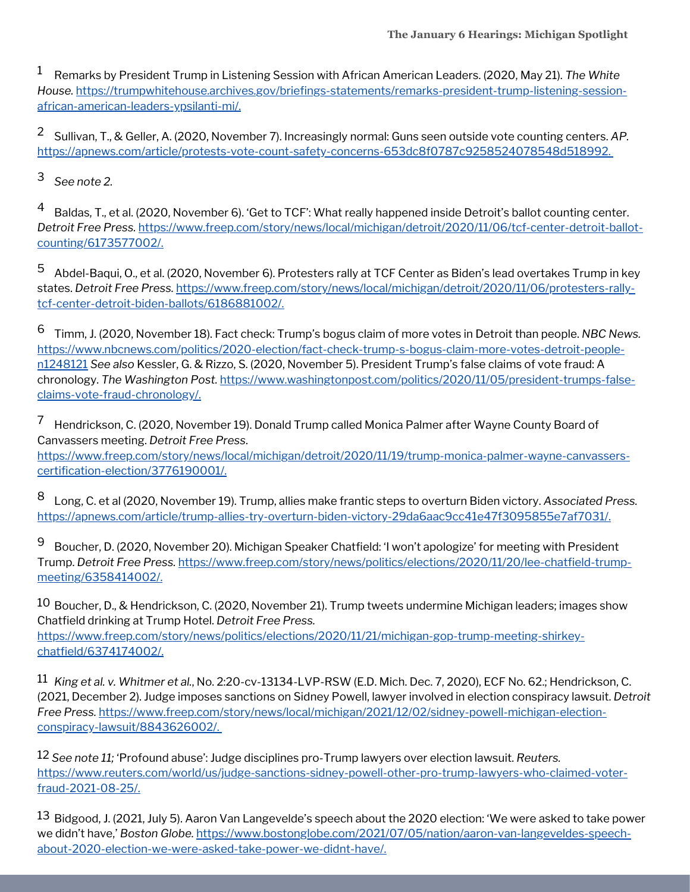1 Remarks by President Trump in Listening Session with African American Leaders. (2020, May 21). *The White House.* https://trumpwhitehouse.archives.gov/briefings-statements/remarks-president-trump-listening-session-african-american-leaders-ypsilanti-mi/.

2 Sullivan, T., & Geller, A. (2020, November 7). Increasingly normal: Guns seen outside vote counting centers. *AP.* https://apnews.com/article/protests-vote-count-safety-concerns-653dc8f0787c9258524078548d518992.

3 *See note 2.*

4 Baldas, T., et al. (2020, November 6). 'Get to TCF': What really happened inside Detroit's ballot counting center. *Detroit Free Press.* https://www.freep.com/story/news/local/michigan/detroit/2020/11/06/tcf-center-detroit-ballot-counting/6173577002/.

5 Abdel-Baqui, O., et al. (2020, November 6). Protesters rally at TCF Center as Biden's lead overtakes Trump in key states. *Detroit Free Press.* https://www.freep.com/story/news/local/michigan/detroit/2020/11/06/protesters-rally-tcf-center-detroit-biden-ballots/6186881002/.

6 Timm, J. (2020, November 18). Fact check: Trump's bogus claim of more votes in Detroit than people. *NBC News.* https://www.nbcnews.com/politics/2020-election/fact-check-trump-s-bogus-claim-more-votes-detroit-people-n1248121 *See also* Kessler, G. & Rizzo, S. (2020, November 5). President Trump's false claims of vote fraud: A chronology. *The Washington Post.* https://www.washingtonpost.com/politics/2020/11/05/president-trumps-false-claims-vote-fraud-chronology/.

7 Hendrickson, C. (2020, November 19). Donald Trump called Monica Palmer after Wayne County Board of Canvassers meeting. *Detroit Free Press.* https://www.freep.com/story/news/local/michigan/detroit/2020/11/19/trump-monica-palmer-wayne-canvassers-certification-election/3776190001/.

8 Long, C. et al (2020, November 19). Trump, allies make frantic steps to overturn Biden victory. *Associated Press.* https://apnews.com/article/trump-allies-try-overturn-biden-victory-29da6aac9cc41e47f3095855e7af7031/.

9 Boucher, D. (2020, November 20). Michigan Speaker Chatfield: 'I won't apologize' for meeting with President Trump. *Detroit Free Press.* https://www.freep.com/story/news/politics/elections/2020/11/20/lee-chatfield-trump-meeting/6358414002/.

10 Boucher, D., & Hendrickson, C. (2020, November 21). Trump tweets undermine Michigan leaders; images show Chatfield drinking at Trump Hotel. *Detroit Free Press.* https://www.freep.com/story/news/politics/elections/2020/11/21/michigan-gop-trump-meeting-shirkey-chatfield/6374174002/.

11 *King et al. v. Whitmer et al.*, No. 2:20-cv-13134-LVP-RSW (E.D. Mich. Dec. 7, 2020), ECF No. 62.; Hendrickson, C. (2021, December 2). Judge imposes sanctions on Sidney Powell, lawyer involved in election conspiracy lawsuit. *Detroit Free Press.* https://www.freep.com/story/news/local/michigan/2021/12/02/sidney-powell-michigan-election-conspiracy-lawsuit/8843626002/.

12 *See note 11;* 'Profound abuse': Judge disciplines pro-Trump lawyers over election lawsuit. *Reuters.* https://www.reuters.com/world/us/judge-sanctions-sidney-powell-other-pro-trump-lawyers-who-claimed-voter-fraud-2021-08-25/.

13 Bidgood, J. (2021, July 5). Aaron Van Langevelde's speech about the 2020 election: 'We were asked to take power we didn't have,' *Boston Globe.* https://www.bostonglobe.com/2021/07/05/nation/aaron-van-langeveldes-speech-about-2020-election-we-were-asked-take-power-we-didnt-have/.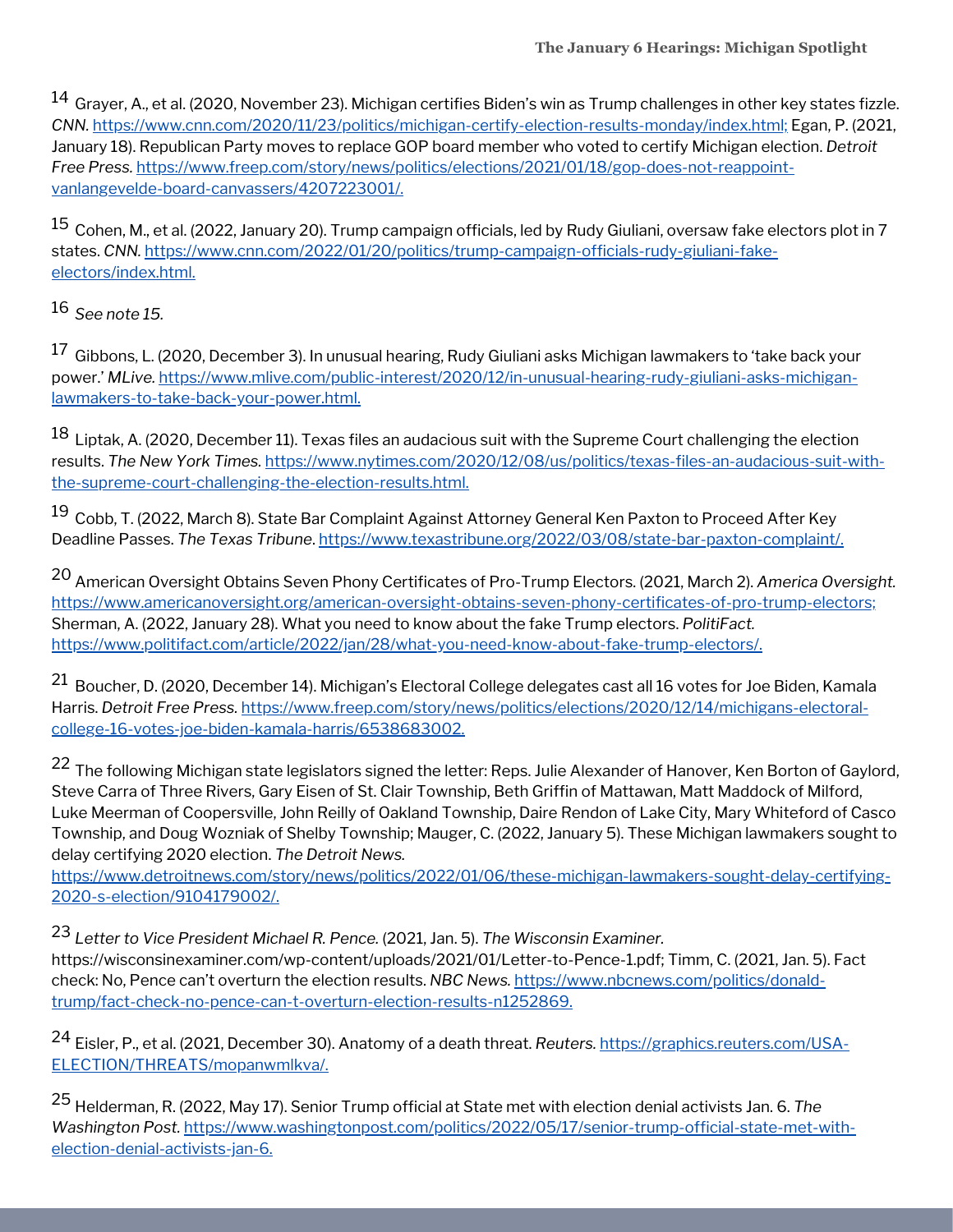[14] Grayer, A., et al. (2020, November 23). Michigan certifies Biden's win as Trump challenges in other key states fizzle. *CNN*. https://www.cnn.com/2020/11/23/politics/michigan-certify-election-results-monday/index.html; Egan, P. (2021, January 18). Republican Party moves to replace GOP board member who voted to certify Michigan election. *Detroit Free Press*. https://www.freep.com/story/news/politics/elections/2021/01/18/gop-does-not-reappoint-vanlangevelde-board-canvassers/4207223001/.

[15] Cohen, M., et al. (2022, January 20). Trump campaign officials, led by Rudy Giuliani, oversaw fake electors plot in 7 states. *CNN*. https://www.cnn.com/2022/01/20/politics/trump-campaign-officials-rudy-giuliani-fake-electors/index.html.

[16] *See note 15*.

[17] Gibbons, L. (2020, December 3). In unusual hearing, Rudy Giuliani asks Michigan lawmakers to 'take back your power.' *MLive*. https://www.mlive.com/public-interest/2020/12/in-unusual-hearing-rudy-giuliani-asks-michigan-lawmakers-to-take-back-your-power.html.

[18] Liptak, A. (2020, December 11). Texas files an audacious suit with the Supreme Court challenging the election results. *The New York Times*. https://www.nytimes.com/2020/12/08/us/politics/texas-files-an-audacious-suit-with-the-supreme-court-challenging-the-election-results.html.

[19] Cobb, T. (2022, March 8). State Bar Complaint Against Attorney General Ken Paxton to Proceed After Key Deadline Passes. *The Texas Tribune*. https://www.texastribune.org/2022/03/08/state-bar-paxton-complaint/.

[20] American Oversight Obtains Seven Phony Certificates of Pro-Trump Electors. (2021, March 2). *America Oversight*. https://www.americanoversight.org/american-oversight-obtains-seven-phony-certificates-of-pro-trump-electors; Sherman, A. (2022, January 28). What you need to know about the fake Trump electors. *PolitiFact*. https://www.politifact.com/article/2022/jan/28/what-you-need-know-about-fake-trump-electors/.

[21] Boucher, D. (2020, December 14). Michigan's Electoral College delegates cast all 16 votes for Joe Biden, Kamala Harris. *Detroit Free Press*. https://www.freep.com/story/news/politics/elections/2020/12/14/michigans-electoral-college-16-votes-joe-biden-kamala-harris/6538683002.

[22] The following Michigan state legislators signed the letter: Reps. Julie Alexander of Hanover, Ken Borton of Gaylord, Steve Carra of Three Rivers, Gary Eisen of St. Clair Township, Beth Griffin of Mattawan, Matt Maddock of Milford, Luke Meerman of Coopersville, John Reilly of Oakland Township, Daire Rendon of Lake City, Mary Whiteford of Casco Township, and Doug Wozniak of Shelby Township; Mauger, C. (2022, January 5). These Michigan lawmakers sought to delay certifying 2020 election. *The Detroit News*. https://www.detroitnews.com/story/news/politics/2022/01/06/these-michigan-lawmakers-sought-delay-certifying-2020-s-election/9104179002/.

[23] *Letter to Vice President Michael R. Pence*. (2021, Jan. 5). *The Wisconsin Examiner*. https://wisconsinexaminer.com/wp-content/uploads/2021/01/Letter-to-Pence-1.pdf; Timm, C. (2021, Jan. 5). Fact check: No, Pence can't overturn the election results. *NBC News*. https://www.nbcnews.com/politics/donald-trump/fact-check-no-pence-can-t-overturn-election-results-n1252869.

[24] Eisler, P., et al. (2021, December 30). Anatomy of a death threat. *Reuters*. https://graphics.reuters.com/USA-ELECTION/THREATS/mopanwmlkva/.

[25] Helderman, R. (2022, May 17). Senior Trump official at State met with election denial activists Jan. 6. *The Washington Post*. https://www.washingtonpost.com/politics/2022/05/17/senior-trump-official-state-met-with-election-denial-activists-jan-6.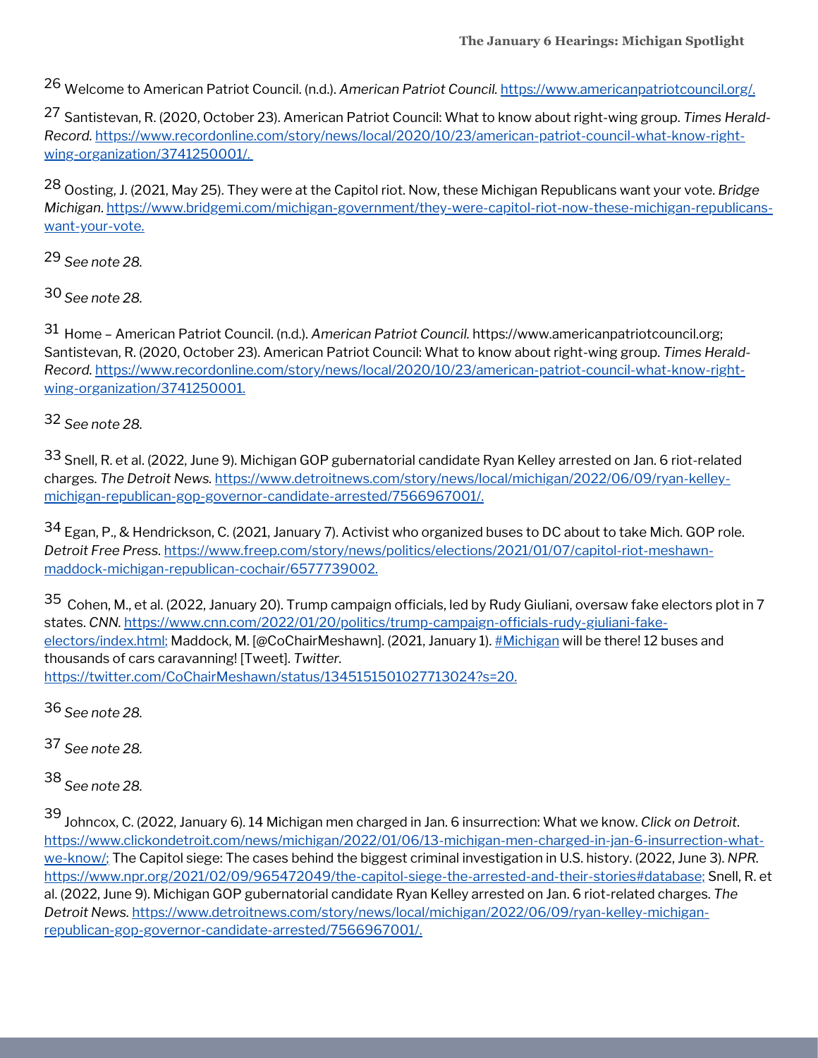26 Welcome to American Patriot Council. (n.d.). *American Patriot Council.* https://www.americanpatriotcouncil.org/.

27 Santistevan, R. (2020, October 23). American Patriot Council: What to know about right-wing group. *Times Herald-Record.* https://www.recordonline.com/story/news/local/2020/10/23/american-patriot-council-what-know-right-wing-organization/3741250001/.

28 Oosting, J. (2021, May 25). They were at the Capitol riot. Now, these Michigan Republicans want your vote. *Bridge Michigan*. https://www.bridgemi.com/michigan-government/they-were-capitol-riot-now-these-michigan-republicans-want-your-vote.

29 *See note 28.*

30 *See note 28.*

31 Home – American Patriot Council. (n.d.). *American Patriot Council.* https://www.americanpatriotcouncil.org; Santistevan, R. (2020, October 23). American Patriot Council: What to know about right-wing group. *Times Herald-Record.* https://www.recordonline.com/story/news/local/2020/10/23/american-patriot-council-what-know-right-wing-organization/3741250001.

32 *See note 28.*

33 Snell, R. et al. (2022, June 9). Michigan GOP gubernatorial candidate Ryan Kelley arrested on Jan. 6 riot-related charges. *The Detroit News.* https://www.detroitnews.com/story/news/local/michigan/2022/06/09/ryan-kelley-michigan-republican-gop-governor-candidate-arrested/7566967001/.

34 Egan, P., & Hendrickson, C. (2021, January 7). Activist who organized buses to DC about to take Mich. GOP role. *Detroit Free Press.* https://www.freep.com/story/news/politics/elections/2021/01/07/capitol-riot-meshawn-maddock-michigan-republican-cochair/6577739002.

35 Cohen, M., et al. (2022, January 20). Trump campaign officials, led by Rudy Giuliani, oversaw fake electors plot in 7 states. *CNN.* https://www.cnn.com/2022/01/20/politics/trump-campaign-officials-rudy-giuliani-fake-electors/index.html; Maddock, M. [@CoChairMeshawn]. (2021, January 1). #Michigan will be there! 12 buses and thousands of cars caravanning! [Tweet]. *Twitter.* https://twitter.com/CoChairMeshawn/status/1345151501027713024?s=20.

36 *See note 28.*

37 *See note 28.*

38 *See note 28.*

39 Johncox, C. (2022, January 6). 14 Michigan men charged in Jan. 6 insurrection: What we know. *Click on Detroit.* https://www.clickondetroit.com/news/michigan/2022/01/06/13-michigan-men-charged-in-jan-6-insurrection-what-we-know/; The Capitol siege: The cases behind the biggest criminal investigation in U.S. history. (2022, June 3). *NPR.* https://www.npr.org/2021/02/09/965472049/the-capitol-siege-the-arrested-and-their-stories#database; Snell, R. et al. (2022, June 9). Michigan GOP gubernatorial candidate Ryan Kelley arrested on Jan. 6 riot-related charges. *The Detroit News.* https://www.detroitnews.com/story/news/local/michigan/2022/06/09/ryan-kelley-michigan-republican-gop-governor-candidate-arrested/7566967001/.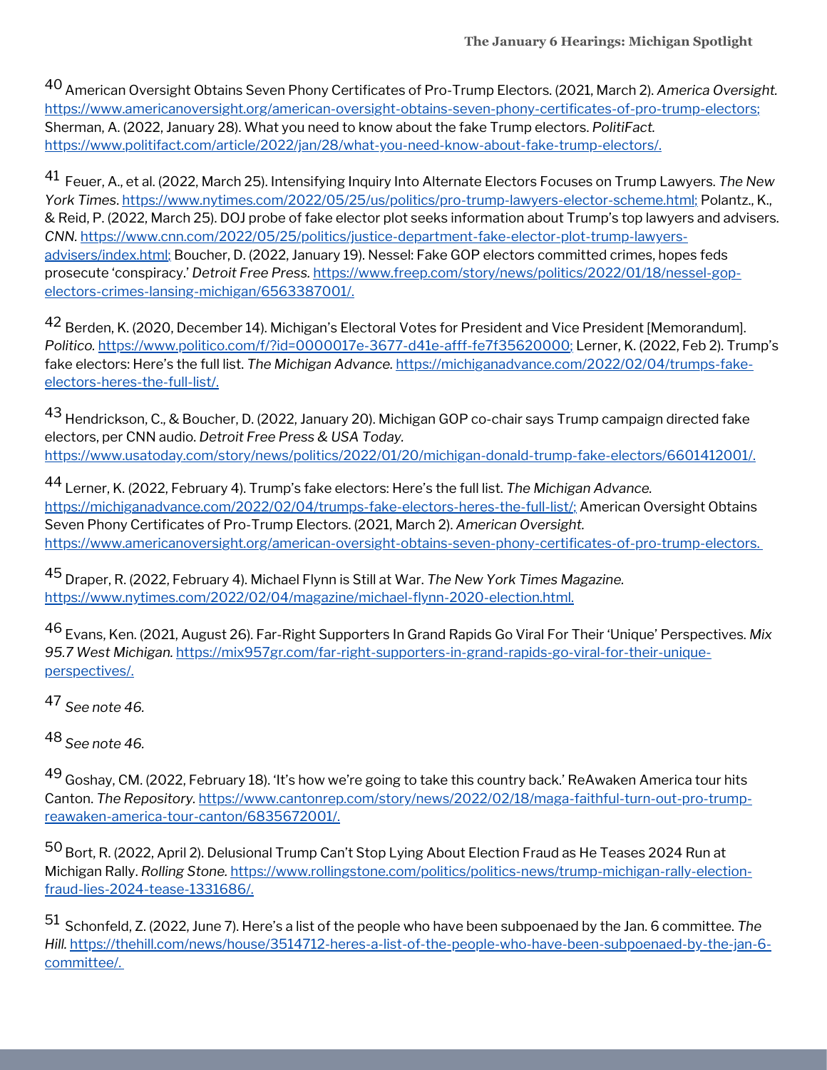[40] American Oversight Obtains Seven Phony Certificates of Pro-Trump Electors. (2021, March 2). *America Oversight.* https://www.americanoversight.org/american-oversight-obtains-seven-phony-certificates-of-pro-trump-electors; Sherman, A. (2022, January 28). What you need to know about the fake Trump electors. *PolitiFact.* https://www.politifact.com/article/2022/jan/28/what-you-need-know-about-fake-trump-electors/.

[41] Feuer, A., et al. (2022, March 25). Intensifying Inquiry Into Alternate Electors Focuses on Trump Lawyers. *The New York Times*. https://www.nytimes.com/2022/05/25/us/politics/pro-trump-lawyers-elector-scheme.html; Polantz., K., & Reid, P. (2022, March 25). DOJ probe of fake elector plot seeks information about Trump's top lawyers and advisers. *CNN.* https://www.cnn.com/2022/05/25/politics/justice-department-fake-elector-plot-trump-lawyers-advisers/index.html; Boucher, D. (2022, January 19). Nessel: Fake GOP electors committed crimes, hopes feds prosecute 'conspiracy.' *Detroit Free Press.* https://www.freep.com/story/news/politics/2022/01/18/nessel-gop-electors-crimes-lansing-michigan/6563387001/.

[42] Berden, K. (2020, December 14). Michigan's Electoral Votes for President and Vice President [Memorandum]. *Politico.* https://www.politico.com/f/?id=0000017e-3677-d41e-afff-fe7f35620000; Lerner, K. (2022, Feb 2). Trump's fake electors: Here's the full list. *The Michigan Advance.* https://michiganadvance.com/2022/02/04/trumps-fake-electors-heres-the-full-list/.

[43] Hendrickson, C., & Boucher, D. (2022, January 20). Michigan GOP co-chair says Trump campaign directed fake electors, per CNN audio. *Detroit Free Press & USA Today.* https://www.usatoday.com/story/news/politics/2022/01/20/michigan-donald-trump-fake-electors/6601412001/.

[44] Lerner, K. (2022, February 4). Trump's fake electors: Here's the full list. *The Michigan Advance.* https://michiganadvance.com/2022/02/04/trumps-fake-electors-heres-the-full-list/; American Oversight Obtains Seven Phony Certificates of Pro-Trump Electors. (2021, March 2). *American Oversight.* https://www.americanoversight.org/american-oversight-obtains-seven-phony-certificates-of-pro-trump-electors.

[45] Draper, R. (2022, February 4). Michael Flynn is Still at War. *The New York Times Magazine.* https://www.nytimes.com/2022/02/04/magazine/michael-flynn-2020-election.html.

[46] Evans, Ken. (2021, August 26). Far-Right Supporters In Grand Rapids Go Viral For Their 'Unique' Perspectives. *Mix 95.7 West Michigan.* https://mix957gr.com/far-right-supporters-in-grand-rapids-go-viral-for-their-unique-perspectives/.

[47] *See note 46.*

[48] *See note 46.*

[49] Goshay, CM. (2022, February 18). 'It's how we're going to take this country back.' ReAwaken America tour hits Canton. *The Repository.* https://www.cantonrep.com/story/news/2022/02/18/maga-faithful-turn-out-pro-trump-reawaken-america-tour-canton/6835672001/.

[50] Bort, R. (2022, April 2). Delusional Trump Can't Stop Lying About Election Fraud as He Teases 2024 Run at Michigan Rally. *Rolling Stone.* https://www.rollingstone.com/politics/politics-news/trump-michigan-rally-election-fraud-lies-2024-tease-1331686/.

[51] Schonfeld, Z. (2022, June 7). Here's a list of the people who have been subpoenaed by the Jan. 6 committee. *The Hill.* https://thehill.com/news/house/3514712-heres-a-list-of-the-people-who-have-been-subpoenaed-by-the-jan-6-committee/.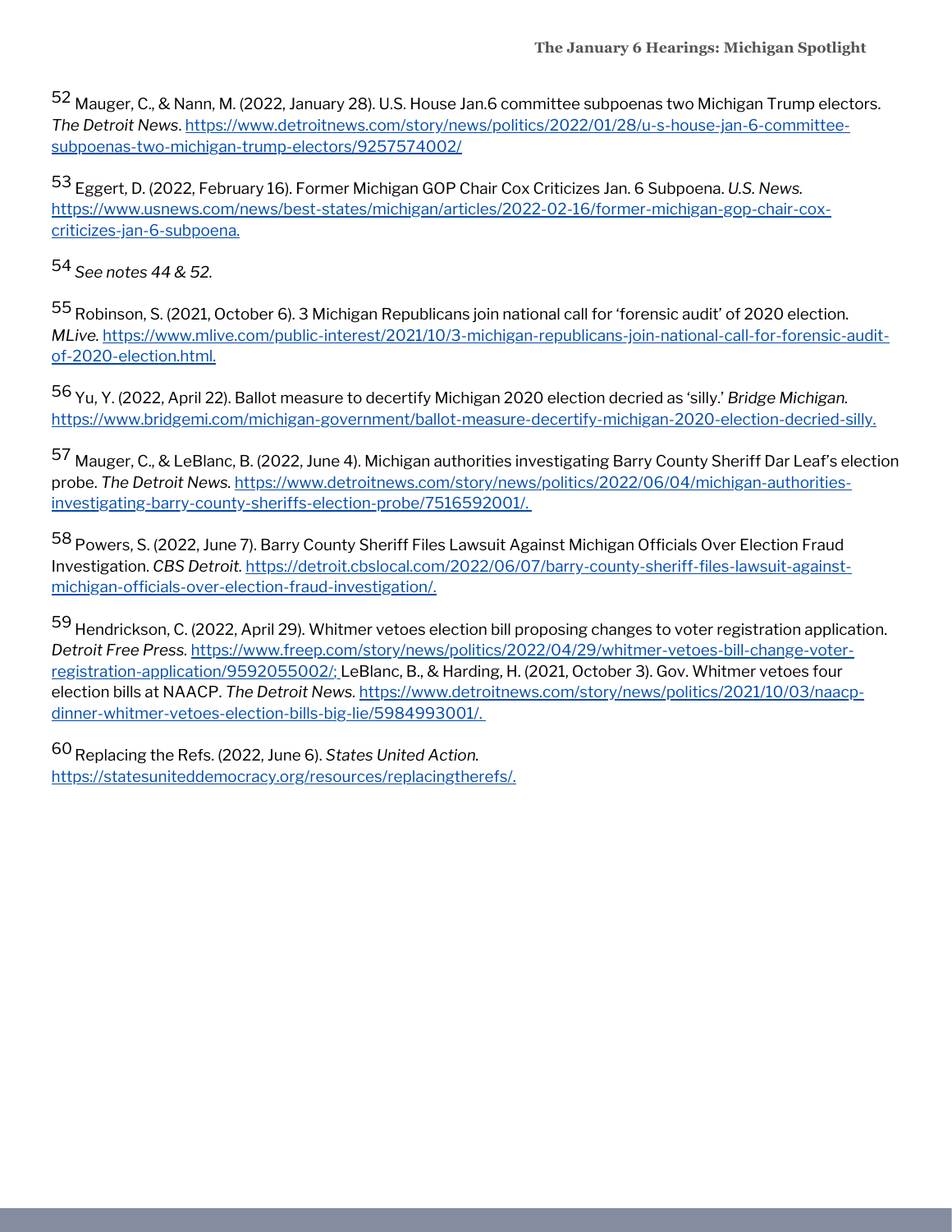52 Mauger, C., & Nann, M. (2022, January 28). U.S. House Jan.6 committee subpoenas two Michigan Trump electors. *The Detroit News*. https://www.detroitnews.com/story/news/politics/2022/01/28/u-s-house-jan-6-committee-subpoenas-two-michigan-trump-electors/9257574002/

53 Eggert, D. (2022, February 16). Former Michigan GOP Chair Cox Criticizes Jan. 6 Subpoena. *U.S. News.* https://www.usnews.com/news/best-states/michigan/articles/2022-02-16/former-michigan-gop-chair-cox-criticizes-jan-6-subpoena.

54 *See notes 44 & 52.*

55 Robinson, S. (2021, October 6). 3 Michigan Republicans join national call for 'forensic audit' of 2020 election. *MLive.* https://www.mlive.com/public-interest/2021/10/3-michigan-republicans-join-national-call-for-forensic-audit-of-2020-election.html.

56 Yu, Y. (2022, April 22). Ballot measure to decertify Michigan 2020 election decried as 'silly.' *Bridge Michigan.* https://www.bridgemi.com/michigan-government/ballot-measure-decertify-michigan-2020-election-decried-silly.

57 Mauger, C., & LeBlanc, B. (2022, June 4). Michigan authorities investigating Barry County Sheriff Dar Leaf's election probe. *The Detroit News.* https://www.detroitnews.com/story/news/politics/2022/06/04/michigan-authorities-investigating-barry-county-sheriffs-election-probe/7516592001/.

58 Powers, S. (2022, June 7). Barry County Sheriff Files Lawsuit Against Michigan Officials Over Election Fraud Investigation. *CBS Detroit.* https://detroit.cbslocal.com/2022/06/07/barry-county-sheriff-files-lawsuit-against-michigan-officials-over-election-fraud-investigation/.

59 Hendrickson, C. (2022, April 29). Whitmer vetoes election bill proposing changes to voter registration application. *Detroit Free Press.* https://www.freep.com/story/news/politics/2022/04/29/whitmer-vetoes-bill-change-voter-registration-application/9592055002/; LeBlanc, B., & Harding, H. (2021, October 3). Gov. Whitmer vetoes four election bills at NAACP. *The Detroit News.* https://www.detroitnews.com/story/news/politics/2021/10/03/naacp-dinner-whitmer-vetoes-election-bills-big-lie/5984993001/.

60 Replacing the Refs. (2022, June 6). *States United Action.* https://statesuniteddemocracy.org/resources/replacingtherefs/.